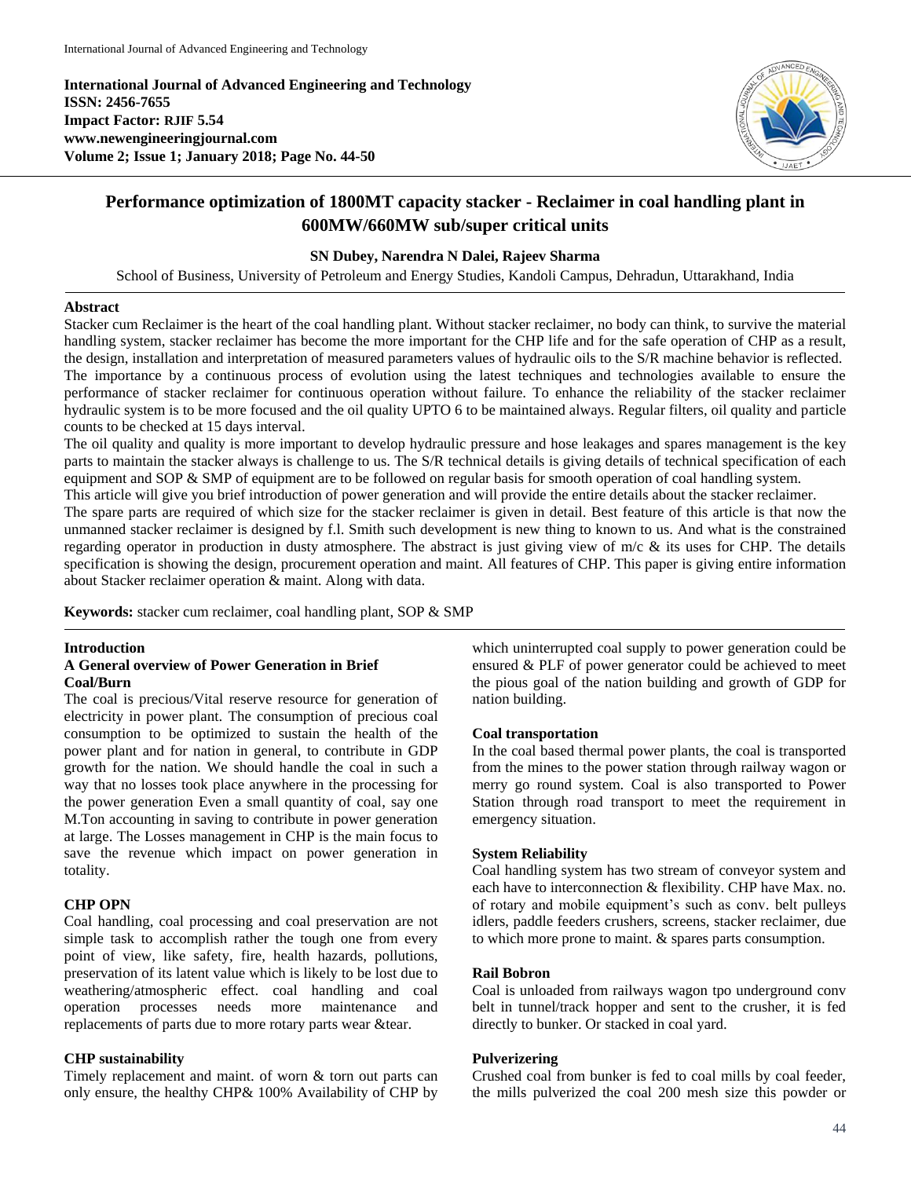International Journal of Advanced Engineering and Technology
ISSN: 2456-7655
Impact Factor: RJIF 5.54
www.newengineeringjournal.com
Volume 2; Issue 1; January 2018; Page No. 44-50

# Performance optimization of 1800MT capacity stacker - Reclaimer in coal handling plant in 600MW/660MW sub/super critical units

**SN Dubey, Narendra N Dalei, Rajeev Sharma**

School of Business, University of Petroleum and Energy Studies, Kandoli Campus, Dehradun, Uttarakhand, India

## Abstract

Stacker cum Reclaimer is the heart of the coal handling plant. Without stacker reclaimer, no body can think, to survive the material handling system, stacker reclaimer has become the more important for the CHP life and for the safe operation of CHP as a result, the design, installation and interpretation of measured parameters values of hydraulic oils to the S/R machine behavior is reflected. The importance by a continuous process of evolution using the latest techniques and technologies available to ensure the performance of stacker reclaimer for continuous operation without failure. To enhance the reliability of the stacker reclaimer hydraulic system is to be more focused and the oil quality UPTO 6 to be maintained always. Regular filters, oil quality and particle counts to be checked at 15 days interval.

The oil quality and quality is more important to develop hydraulic pressure and hose leakages and spares management is the key parts to maintain the stacker always is challenge to us. The S/R technical details is giving details of technical specification of each equipment and SOP & SMP of equipment are to be followed on regular basis for smooth operation of coal handling system.

This article will give you brief introduction of power generation and will provide the entire details about the stacker reclaimer.

The spare parts are required of which size for the stacker reclaimer is given in detail. Best feature of this article is that now the unmanned stacker reclaimer is designed by f.l. Smith such development is new thing to known to us. And what is the constrained regarding operator in production in dusty atmosphere. The abstract is just giving view of m/c & its uses for CHP. The details specification is showing the design, procurement operation and maint. All features of CHP. This paper is giving entire information about Stacker reclaimer operation & maint. Along with data.

**Keywords:** stacker cum reclaimer, coal handling plant, SOP & SMP

## Introduction

### A General overview of Power Generation in Brief

### Coal/Burn

The coal is precious/Vital reserve resource for generation of electricity in power plant. The consumption of precious coal consumption to be optimized to sustain the health of the power plant and for nation in general, to contribute in GDP growth for the nation. We should handle the coal in such a way that no losses took place anywhere in the processing for the power generation Even a small quantity of coal, say one M.Ton accounting in saving to contribute in power generation at large. The Losses management in CHP is the main focus to save the revenue which impact on power generation in totality.

### CHP OPN

Coal handling, coal processing and coal preservation are not simple task to accomplish rather the tough one from every point of view, like safety, fire, health hazards, pollutions, preservation of its latent value which is likely to be lost due to weathering/atmospheric effect. coal handling and coal operation processes needs more maintenance and replacements of parts due to more rotary parts wear &tear.

### CHP sustainability

Timely replacement and maint. of worn & torn out parts can only ensure, the healthy CHP& 100% Availability of CHP by which uninterrupted coal supply to power generation could be ensured & PLF of power generator could be achieved to meet the pious goal of the nation building and growth of GDP for nation building.

### Coal transportation

In the coal based thermal power plants, the coal is transported from the mines to the power station through railway wagon or merry go round system. Coal is also transported to Power Station through road transport to meet the requirement in emergency situation.

### System Reliability

Coal handling system has two stream of conveyor system and each have to interconnection & flexibility. CHP have Max. no. of rotary and mobile equipment's such as conv. belt pulleys idlers, paddle feeders crushers, screens, stacker reclaimer, due to which more prone to maint. & spares parts consumption.

### Rail Bobron

Coal is unloaded from railways wagon tpo underground conv belt in tunnel/track hopper and sent to the crusher, it is fed directly to bunker. Or stacked in coal yard.

### Pulverizering

Crushed coal from bunker is fed to coal mills by coal feeder, the mills pulverized the coal 200 mesh size this powder or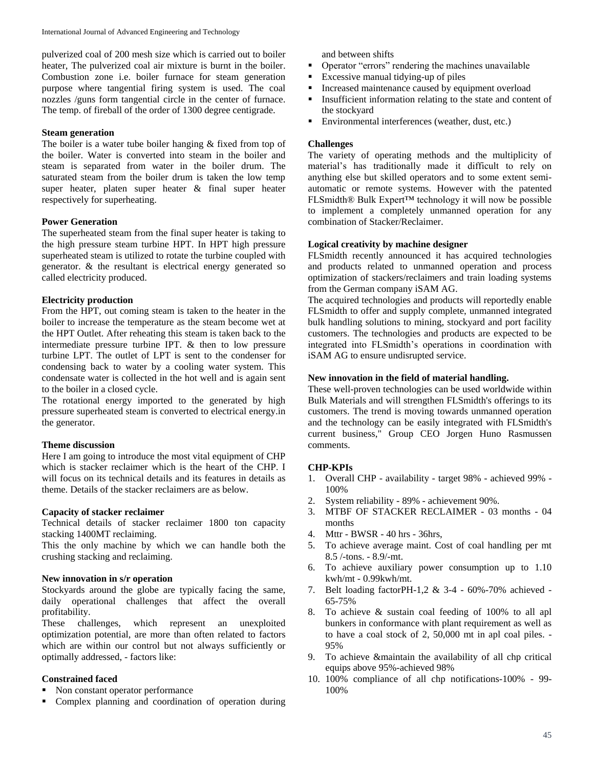pulverized coal of 200 mesh size which is carried out to boiler heater, The pulverized coal air mixture is burnt in the boiler. Combustion zone i.e. boiler furnace for steam generation purpose where tangential firing system is used. The coal nozzles /guns form tangential circle in the center of furnace. The temp. of fireball of the order of 1300 degree centigrade.

**Steam generation**

The boiler is a water tube boiler hanging & fixed from top of the boiler. Water is converted into steam in the boiler and steam is separated from water in the boiler drum. The saturated steam from the boiler drum is taken the low temp super heater, platen super heater & final super heater respectively for superheating.

**Power Generation**

The superheated steam from the final super heater is taking to the high pressure steam turbine HPT. In HPT high pressure superheated steam is utilized to rotate the turbine coupled with generator. & the resultant is electrical energy generated so called electricity produced.

**Electricity production**

From the HPT, out coming steam is taken to the heater in the boiler to increase the temperature as the steam become wet at the HPT Outlet. After reheating this steam is taken back to the intermediate pressure turbine IPT. & then to low pressure turbine LPT. The outlet of LPT is sent to the condenser for condensing back to water by a cooling water system. This condensate water is collected in the hot well and is again sent to the boiler in a closed cycle.

The rotational energy imported to the generated by high pressure superheated steam is converted to electrical energy.in the generator.

**Theme discussion**

Here I am going to introduce the most vital equipment of CHP which is stacker reclaimer which is the heart of the CHP. I will focus on its technical details and its features in details as theme. Details of the stacker reclaimers are as below.

**Capacity of stacker reclaimer**

Technical details of stacker reclaimer 1800 ton capacity stacking 1400MT reclaiming.

This the only machine by which we can handle both the crushing stacking and reclaiming.

**New innovation in s/r operation**

Stockyards around the globe are typically facing the same, daily operational challenges that affect the overall profitability.

These challenges, which represent an unexploited optimization potential, are more than often related to factors which are within our control but not always sufficiently or optimally addressed, - factors like:

**Constrained faced**

- Non constant operator performance
- Complex planning and coordination of operation during and between shifts
- Operator "errors" rendering the machines unavailable
- Excessive manual tidying-up of piles
- Increased maintenance caused by equipment overload
- Insufficient information relating to the state and content of the stockyard
- Environmental interferences (weather, dust, etc.)

**Challenges**

The variety of operating methods and the multiplicity of material's has traditionally made it difficult to rely on anything else but skilled operators and to some extent semi-automatic or remote systems. However with the patented FLSmidth® Bulk Expert™ technology it will now be possible to implement a completely unmanned operation for any combination of Stacker/Reclaimer.

**Logical creativity by machine designer**

FLSmidth recently announced it has acquired technologies and products related to unmanned operation and process optimization of stackers/reclaimers and train loading systems from the German company iSAM AG.

The acquired technologies and products will reportedly enable FLSmidth to offer and supply complete, unmanned integrated bulk handling solutions to mining, stockyard and port facility customers. The technologies and products are expected to be integrated into FLSmidth's operations in coordination with iSAM AG to ensure undisrupted service.

**New innovation in the field of material handling.**

These well-proven technologies can be used worldwide within Bulk Materials and will strengthen FLSmidth's offerings to its customers. The trend is moving towards unmanned operation and the technology can be easily integrated with FLSmidth's current business," Group CEO Jorgen Huno Rasmussen comments.

**CHP-KPIs**

1. Overall CHP - availability - target 98% - achieved 99% - 100%
2. System reliability - 89% - achievement 90%.
3. MTBF OF STACKER RECLAIMER - 03 months - 04 months
4. Mttr - BWSR - 40 hrs - 36hrs,
5. To achieve average maint. Cost of coal handling per mt 8.5 /-tons. - 8.9/-mt.
6. To achieve auxiliary power consumption up to 1.10 kwh/mt - 0.99kwh/mt.
7. Belt loading factorPH-1,2 & 3-4 - 60%-70% achieved - 65-75%
8. To achieve & sustain coal feeding of 100% to all apl bunkers in conformance with plant requirement as well as to have a coal stock of 2, 50,000 mt in apl coal piles. - 95%
9. To achieve &maintain the availability of all chp critical equips above 95%-achieved 98%
10. 100% compliance of all chp notifications-100% - 99-100%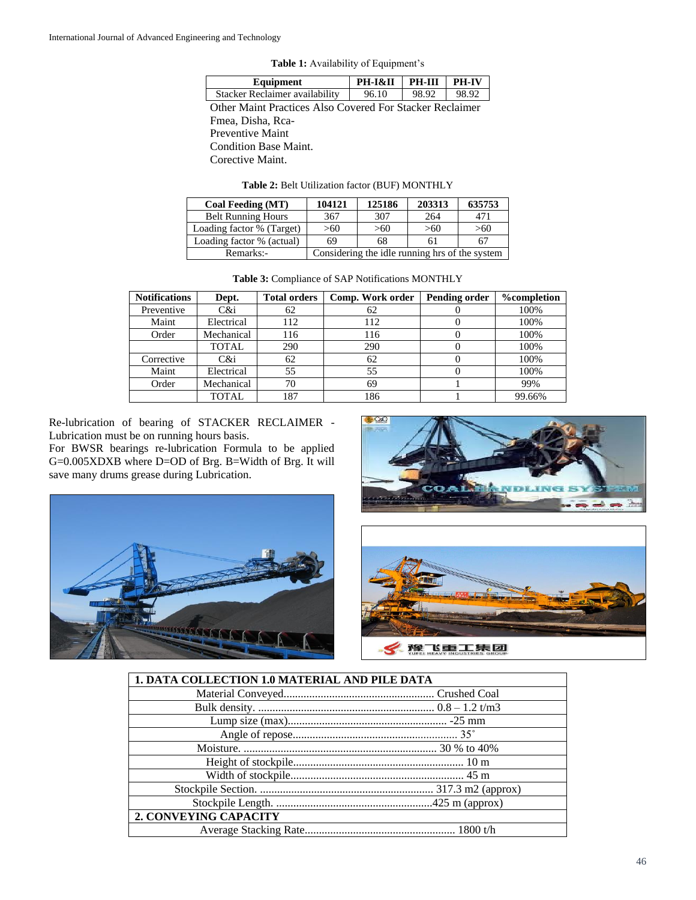**Table 1:** Availability of Equipment's

| Equipment | PH-I&II | PH-III | PH-IV |
|---|---|---|---|
| Stacker Reclaimer availability | 96.10 | 98.92 | 98.92 |

Other Maint Practices Also Covered For Stacker Reclaimer
Fmea, Disha, Rca-
Preventive Maint
Condition Base Maint.
Corective Maint.

**Table 2:** Belt Utilization factor (BUF) MONTHLY

| Coal Feeding (MT) | 104121 | 125186 | 203313 | 635753 |
|---|---|---|---|---|
| Belt Running Hours | 367 | 307 | 264 | 471 |
| Loading factor % (Target) | >60 | >60 | >60 | >60 |
| Loading factor % (actual) | 69 | 68 | 61 | 67 |
| Remarks:- | Considering the idle running hrs of the system | | | |

**Table 3:** Compliance of SAP Notifications MONTHLY

| Notifications | Dept. | Total orders | Comp. Work order | Pending order | %completion |
|---|---|---|---|---|---|
| Preventive | C&i | 62 | 62 | 0 | 100% |
| Maint | Electrical | 112 | 112 | 0 | 100% |
| Order | Mechanical | 116 | 116 | 0 | 100% |
| | TOTAL | 290 | 290 | 0 | 100% |
| Corrective | C&i | 62 | 62 | 0 | 100% |
| Maint | Electrical | 55 | 55 | 0 | 100% |
| Order | Mechanical | 70 | 69 | 1 | 99% |
| | TOTAL | 187 | 186 | 1 | 99.66% |

Re-lubrication of bearing of STACKER RECLAIMER - Lubrication must be on running hours basis.
For BWSR bearings re-lubrication Formula to be applied G=0.005XDXB where D=OD of Brg. B=Width of Brg. It will save many drums grease during Lubrication.

| 1. DATA COLLECTION 1.0 MATERIAL AND PILE DATA |
|---|
| Material Conveyed..................................................... Crushed Coal |
| Bulk density. .............................................................. 0.8 – 1.2 t/m3 |
| Lump size (max)........................................................ -25 mm |
| Angle of repose.......................................................... 35˚ |
| Moisture. .................................................................... 30 % to 40% |
| Height of stockpile............................................................ 10 m |
| Width of stockpile.............................................................. 45 m |
| Stockpile Section. ............................................................. 317.3 m2 (approx) |
| Stockpile Length. .......................................................425 m (approx) |
| **2. CONVEYING CAPACITY** |
| Average Stacking Rate..................................................... 1800 t/h |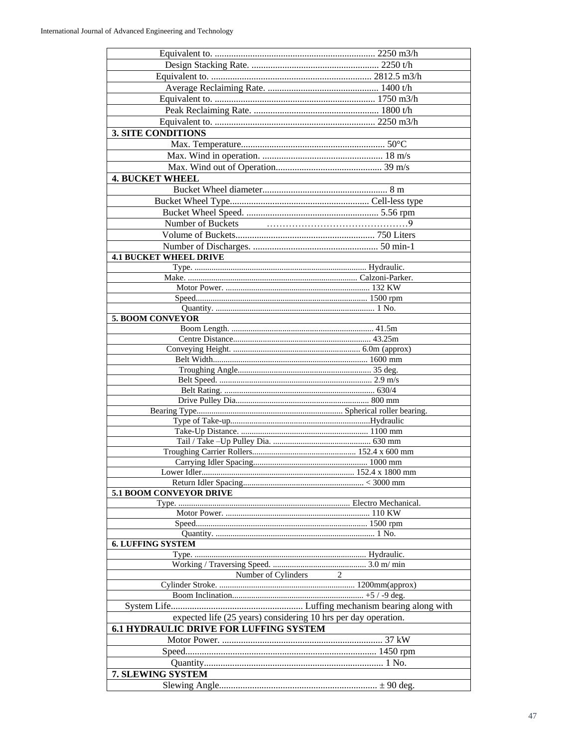| |
|---|
| Equivalent to. .................................................................... 2250 m3/h |
| Design Stacking Rate. ...................................................... 2250 t/h |
| Equivalent to. .................................................................... 2812.5 m3/h |
| Average Reclaiming Rate. ............................................... 1400 t/h |
| Equivalent to. .................................................................... 1750 m3/h |
| Peak Reclaiming Rate. ..................................................... 1800 t/h |
| Equivalent to. .................................................................... 2250 m3/h |
| **3. SITE CONDITIONS** |
| Max. Temperature............................................................ 50°C |
| Max. Wind in operation. ................................................... 18 m/s |
| Max. Wind out of Operation............................................. 39 m/s |
| **4. BUCKET WHEEL** |
| Bucket Wheel diameter..................................................... 8 m |
| Bucket Wheel Type........................................................... Cell-less type |
| Bucket Wheel Speed. ........................................................ 5.56 rpm |
| Number of Buckets ……………………………………9 |
| Volume of Buckets........................................................... 750 Liters |
| Number of Discharges. ..................................................... 50 min-1 |
| **4.1 BUCKET WHEEL DRIVE** |
| Type. ................................................................................ Hydraulic. |
| Make. ................................................................................ Calzoni-Parker. |
| Motor Power. .................................................................... 132 KW |
| Speed................................................................................. 1500 rpm |
| Quantity. ........................................................................... 1 No. |
| **5. BOOM CONVEYOR** |
| Boom Length. ................................................................... 41.5m |
| Centre Distance.................................................................. 43.25m |
| Conveying Height. ............................................................ 6.0m (approx) |
| Belt Width......................................................................... 1600 mm |
| Troughing Angle............................................................... 35 deg. |
| Belt Speed. ........................................................................ 2.9 m/s |
| Belt Rating. ...................................................................... 630/4 |
| Drive Pulley Dia............................................................... 800 mm |
| Bearing Type.................................................................... Spherical roller bearing. |
| Type of Take-up..................................................................Hydraulic |
| Take-Up Distance. ............................................................ 1100 mm |
| Tail / Take –Up Pulley Dia. .............................................. 630 mm |
| Troughing Carrier Rollers................................................. 152.4 x 600 mm |
| Carrying Idler Spacing...................................................... 1000 mm |
| Lower Idler........................................................................ 152.4 x 1800 mm |
| Return Idler Spacing......................................................... < 3000 mm |
| **5.1 BOOM CONVEYOR DRIVE** |
| Type. ................................................................................ Electro Mechanical. |
| Motor Power. .................................................................... 110 KW |
| Speed................................................................................. 1500 rpm |
| Quantity. ........................................................................... 1 No. |
| **6. LUFFING SYSTEM** |
| Type. ................................................................................ Hydraulic. |
| Working / Traversing Speed. ............................................ 3.0 m/ min |
| Number of Cylinders 2 |
| Cylinder Stroke. ................................................................ 1200mm(approx) |
| Boom Inclination............................................................. +5 / -9 deg. |
| System Life........................................................ Luffing mechanism bearing along with expected life (25 years) considering 10 hrs per day operation. |
| **6.1 HYDRAULIC DRIVE FOR LUFFING SYSTEM** |
| Motor Power. .................................................................... 37 kW |
| Speed................................................................................. 1450 rpm |
| Quantity............................................................................ 1 No. |
| **7. SLEWING SYSTEM** |
| Slewing Angle................................................................... ± 90 deg. |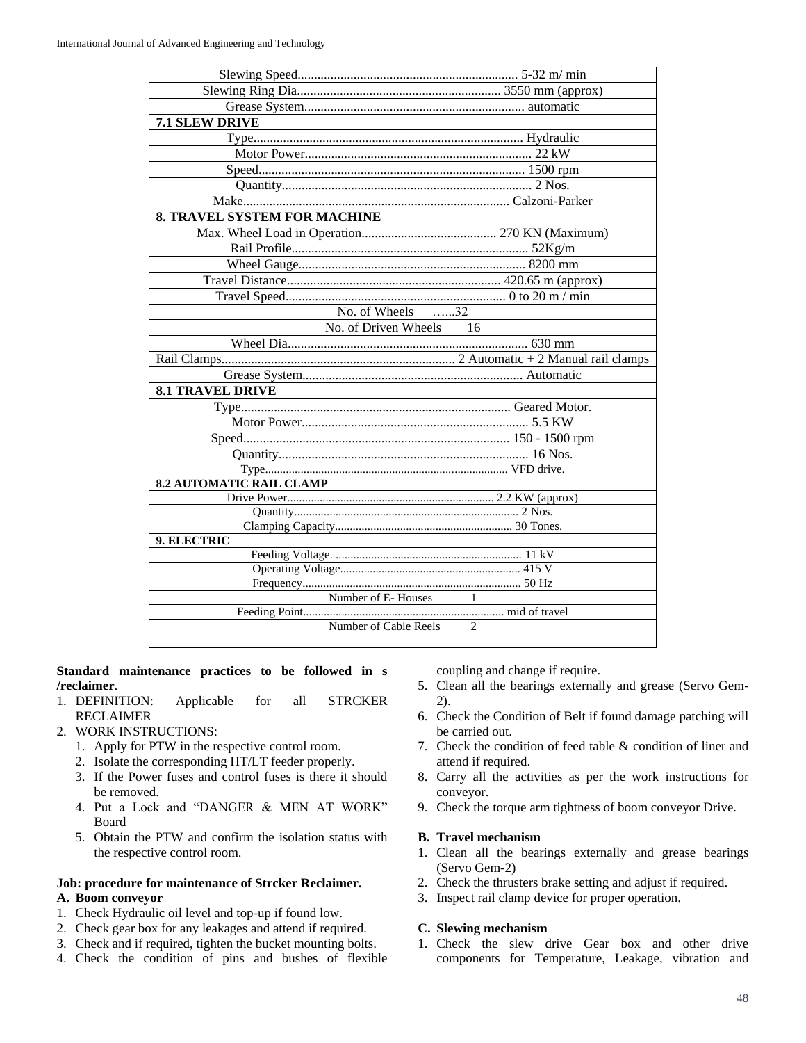| |
|---|
| Slewing Speed.................................................................. 5-32 m/ min |
| Slewing Ring Dia............................................................. 3550 mm (approx) |
| Grease System.................................................................. automatic |
| **7.1 SLEW DRIVE** |
| Type................................................................................ Hydraulic |
| Motor Power.................................................................... 22 kW |
| Speed................................................................................ 1500 rpm |
| Quantity........................................................................... 2 Nos. |
| Make................................................................................. Calzoni-Parker |
| **8. TRAVEL SYSTEM FOR MACHINE** |
| Max. Wheel Load in Operation......................................... 270 KN (Maximum) |
| Rail Profile....................................................................... 52Kg/m |
| Wheel Gauge.................................................................... 8200 mm |
| Travel Distance................................................................ 420.65 m (approx) |
| Travel Speed.................................................................. 0 to 20 m / min |
| No. of Wheels …...32 |
| No. of Driven Wheels 16 |
| Wheel Dia........................................................................ 630 mm |
| Rail Clamps...................................................................... 2 Automatic + 2 Manual rail clamps |
| Grease System.................................................................. Automatic |
| **8.1 TRAVEL DRIVE** |
| Type................................................................................. Geared Motor. |
| Motor Power.................................................................... 5.5 KW |
| Speed................................................................................ 150 - 1500 rpm |
| Quantity........................................................................... 16 Nos. |
| Type.................................................................................. VFD drive. |
| **8.2 AUTOMATIC RAIL CLAMP** |
| Drive Power..................................................................... 2.2 KW (approx) |
| Quantity........................................................................... 2 Nos. |
| Clamping Capacity........................................................... 30 Tones. |
| **9. ELECTRIC** |
| Feeding Voltage. .............................................................. 11 kV |
| Operating Voltage............................................................ 415 V |
| Frequency......................................................................... 50 Hz |
| Number of E- Houses 1 |
| Feeding Point.................................................................... mid of travel |
| Number of Cable Reels 2 |
| |

**Standard maintenance practices to be followed in s /reclaimer**.

1. DEFINITION: Applicable for all STRCKER RECLAIMER
2. WORK INSTRUCTIONS:
   1. Apply for PTW in the respective control room.
   2. Isolate the corresponding HT/LT feeder properly.
   3. If the Power fuses and control fuses is there it should be removed.
   4. Put a Lock and "DANGER & MEN AT WORK" Board
   5. Obtain the PTW and confirm the isolation status with the respective control room.

**Job: procedure for maintenance of Strcker Reclaimer.**

**A. Boom conveyor**

1. Check Hydraulic oil level and top-up if found low.
2. Check gear box for any leakages and attend if required.
3. Check and if required, tighten the bucket mounting bolts.
4. Check the condition of pins and bushes of flexible coupling and change if require.
5. Clean all the bearings externally and grease (Servo Gem-2).
6. Check the Condition of Belt if found damage patching will be carried out.
7. Check the condition of feed table & condition of liner and attend if required.
8. Carry all the activities as per the work instructions for conveyor.
9. Check the torque arm tightness of boom conveyor Drive.

**B. Travel mechanism**

1. Clean all the bearings externally and grease bearings (Servo Gem-2)
2. Check the thrusters brake setting and adjust if required.
3. Inspect rail clamp device for proper operation.

**C. Slewing mechanism**

1. Check the slew drive Gear box and other drive components for Temperature, Leakage, vibration and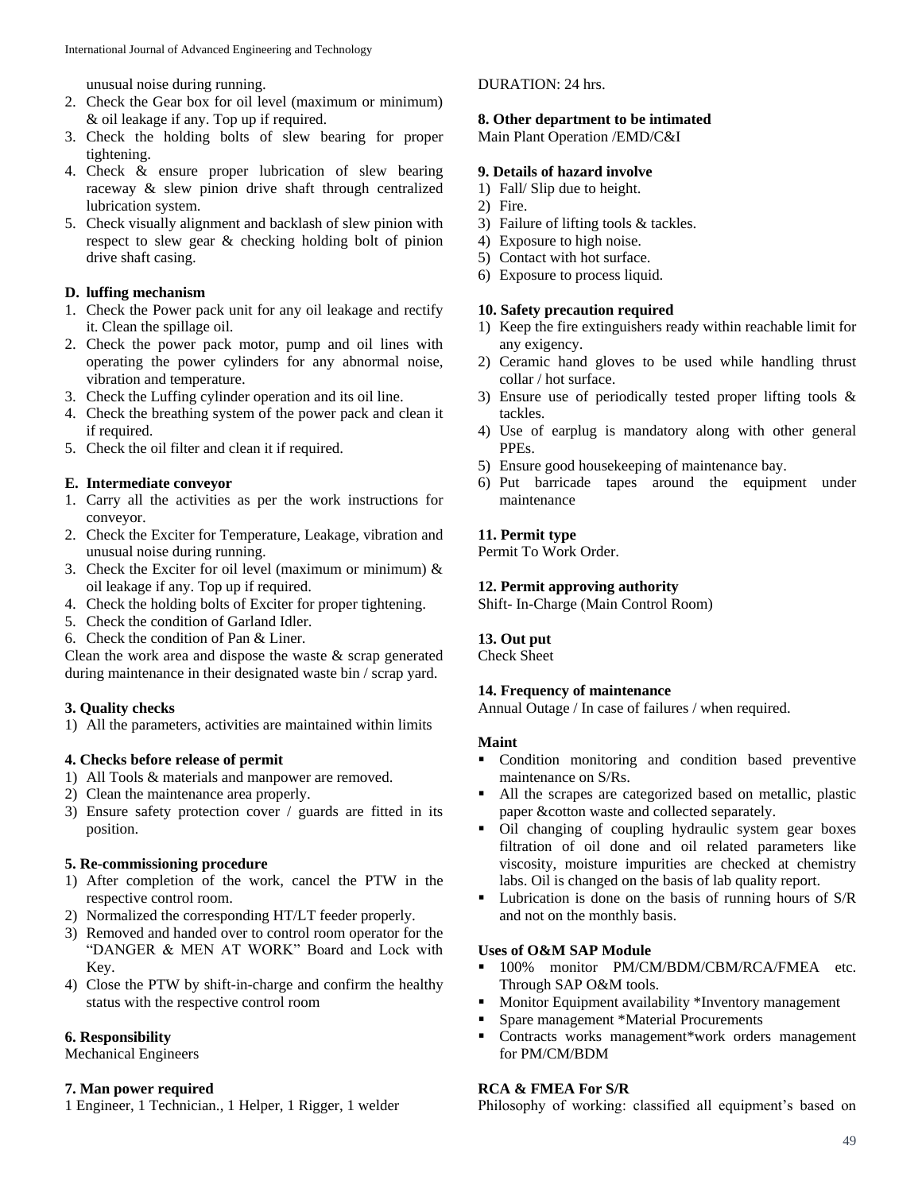unusual noise during running.

2. Check the Gear box for oil level (maximum or minimum) & oil leakage if any. Top up if required.
3. Check the holding bolts of slew bearing for proper tightening.
4. Check & ensure proper lubrication of slew bearing raceway & slew pinion drive shaft through centralized lubrication system.
5. Check visually alignment and backlash of slew pinion with respect to slew gear & checking holding bolt of pinion drive shaft casing.

**D. luffing mechanism**

1. Check the Power pack unit for any oil leakage and rectify it. Clean the spillage oil.
2. Check the power pack motor, pump and oil lines with operating the power cylinders for any abnormal noise, vibration and temperature.
3. Check the Luffing cylinder operation and its oil line.
4. Check the breathing system of the power pack and clean it if required.
5. Check the oil filter and clean it if required.

**E. Intermediate conveyor**

1. Carry all the activities as per the work instructions for conveyor.
2. Check the Exciter for Temperature, Leakage, vibration and unusual noise during running.
3. Check the Exciter for oil level (maximum or minimum) & oil leakage if any. Top up if required.
4. Check the holding bolts of Exciter for proper tightening.
5. Check the condition of Garland Idler.
6. Check the condition of Pan & Liner.

Clean the work area and dispose the waste & scrap generated during maintenance in their designated waste bin / scrap yard.

**3. Quality checks**

1) All the parameters, activities are maintained within limits

**4. Checks before release of permit**

1) All Tools & materials and manpower are removed.
2) Clean the maintenance area properly.
3) Ensure safety protection cover / guards are fitted in its position.

**5. Re-commissioning procedure**

1) After completion of the work, cancel the PTW in the respective control room.
2) Normalized the corresponding HT/LT feeder properly.
3) Removed and handed over to control room operator for the "DANGER & MEN AT WORK" Board and Lock with Key.
4) Close the PTW by shift-in-charge and confirm the healthy status with the respective control room

**6. Responsibility**

Mechanical Engineers

**7. Man power required**

1 Engineer, 1 Technician., 1 Helper, 1 Rigger, 1 welder

DURATION: 24 hrs.

**8. Other department to be intimated**

Main Plant Operation /EMD/C&I

**9. Details of hazard involve**

1) Fall/ Slip due to height.
2) Fire.
3) Failure of lifting tools & tackles.
4) Exposure to high noise.
5) Contact with hot surface.
6) Exposure to process liquid.

**10. Safety precaution required**

1) Keep the fire extinguishers ready within reachable limit for any exigency.
2) Ceramic hand gloves to be used while handling thrust collar / hot surface.
3) Ensure use of periodically tested proper lifting tools & tackles.
4) Use of earplug is mandatory along with other general PPEs.
5) Ensure good housekeeping of maintenance bay.
6) Put barricade tapes around the equipment under maintenance

**11. Permit type**

Permit To Work Order.

**12. Permit approving authority**

Shift- In-Charge (Main Control Room)

**13. Out put**

Check Sheet

**14. Frequency of maintenance**

Annual Outage / In case of failures / when required.

**Maint**

- Condition monitoring and condition based preventive maintenance on S/Rs.
- All the scrapes are categorized based on metallic, plastic paper &cotton waste and collected separately.
- Oil changing of coupling hydraulic system gear boxes filtration of oil done and oil related parameters like viscosity, moisture impurities are checked at chemistry labs. Oil is changed on the basis of lab quality report.
- Lubrication is done on the basis of running hours of S/R and not on the monthly basis.

**Uses of O&M SAP Module**

- 100% monitor PM/CM/BDM/CBM/RCA/FMEA etc. Through SAP O&M tools.
- Monitor Equipment availability *Inventory management
- Spare management *Material Procurements
- Contracts works management*work orders management for PM/CM/BDM

**RCA & FMEA For S/R**

Philosophy of working: classified all equipment's based on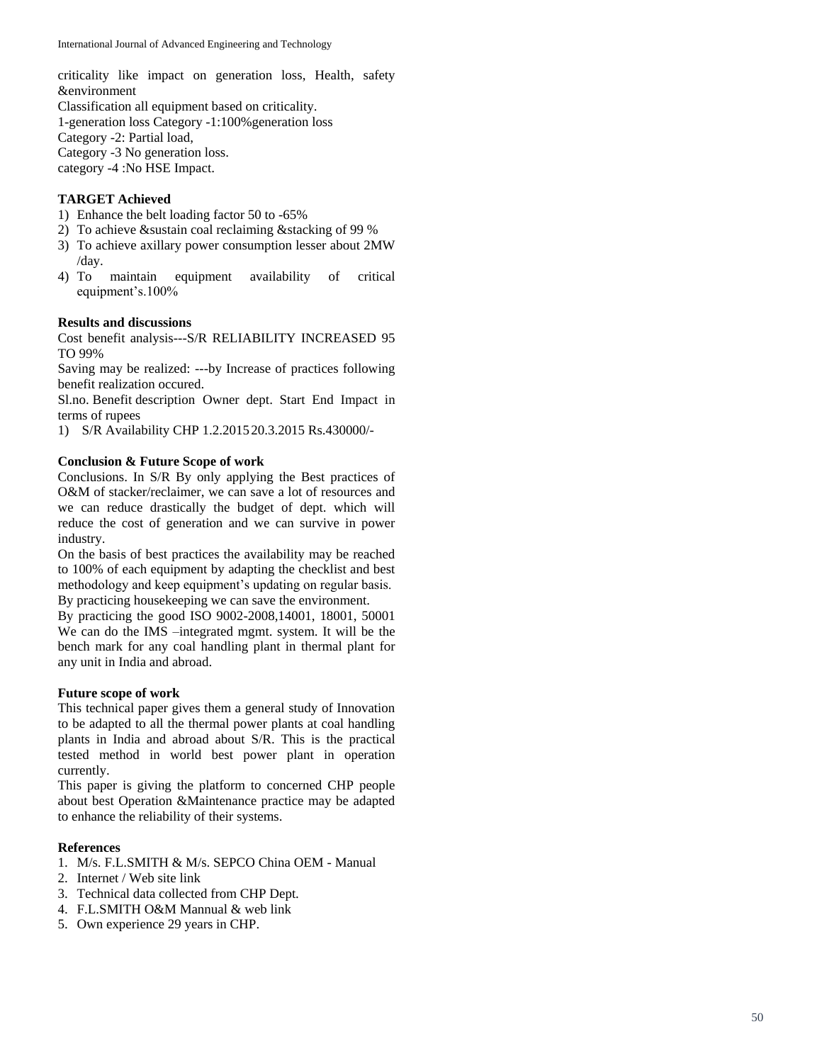criticality like impact on generation loss, Health, safety &environment

Classification all equipment based on criticality.

1-generation loss Category -1:100%generation loss

Category -2: Partial load,

Category -3 No generation loss.

category -4 :No HSE Impact.

### TARGET Achieved

1) Enhance the belt loading factor 50 to -65%
2) To achieve &sustain coal reclaiming &stacking of 99 %
3) To achieve axillary power consumption lesser about 2MW /day.
4) To maintain equipment availability of critical equipment's.100%

### Results and discussions

Cost benefit analysis---S/R RELIABILITY INCREASED 95 TO 99%

Saving may be realized: ---by Increase of practices following benefit realization occured.

| Sl.no. | Benefit description | Owner dept. | Start | End | Impact in terms of rupees |
|---|---|---|---|---|---|
| 1) | S/R Availability | CHP | 1.2.2015 | 20.3.2015 | Rs.430000/- |

### Conclusion & Future Scope of work

Conclusions. In S/R By only applying the Best practices of O&M of stacker/reclaimer, we can save a lot of resources and we can reduce drastically the budget of dept. which will reduce the cost of generation and we can survive in power industry.

On the basis of best practices the availability may be reached to 100% of each equipment by adapting the checklist and best methodology and keep equipment's updating on regular basis.

By practicing housekeeping we can save the environment.

By practicing the good ISO 9002-2008,14001, 18001, 50001 We can do the IMS –integrated mgmt. system. It will be the bench mark for any coal handling plant in thermal plant for any unit in India and abroad.

### Future scope of work

This technical paper gives them a general study of Innovation to be adapted to all the thermal power plants at coal handling plants in India and abroad about S/R. This is the practical tested method in world best power plant in operation currently.

This paper is giving the platform to concerned CHP people about best Operation &Maintenance practice may be adapted to enhance the reliability of their systems.

### References

1. M/s. F.L.SMITH & M/s. SEPCO China OEM - Manual
2. Internet / Web site link
3. Technical data collected from CHP Dept.
4. F.L.SMITH O&M Mannual & web link
5. Own experience 29 years in CHP.